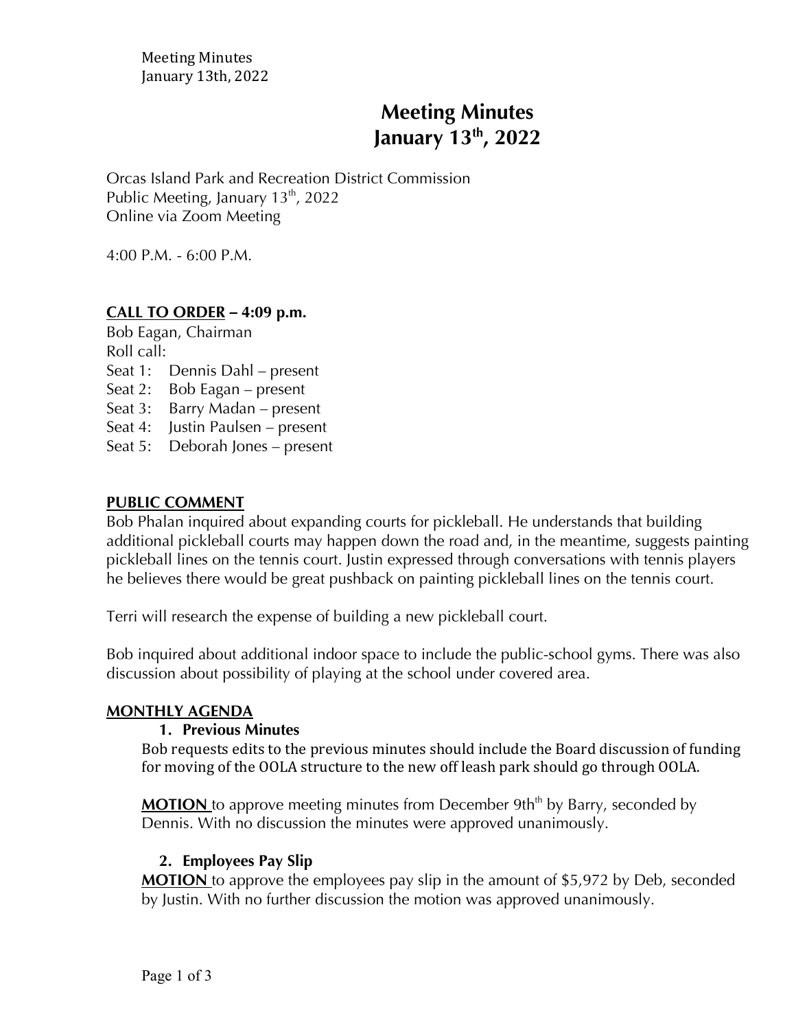# Meeting Minutes
# January 13th, 2022

Orcas Island Park and Recreation District Commission
Public Meeting, January 13th, 2022
Online via Zoom Meeting

4:00 P.M. - 6:00 P.M.

**CALL TO ORDER – 4:09 p.m.**

Bob Eagan, Chairman
Roll call:
Seat 1: Dennis Dahl – present
Seat 2: Bob Eagan – present
Seat 3: Barry Madan – present
Seat 4: Justin Paulsen – present
Seat 5: Deborah Jones – present

**PUBLIC COMMENT**

Bob Phalan inquired about expanding courts for pickleball. He understands that building additional pickleball courts may happen down the road and, in the meantime, suggests painting pickleball lines on the tennis court. Justin expressed through conversations with tennis players he believes there would be great pushback on painting pickleball lines on the tennis court.

Terri will research the expense of building a new pickleball court.

Bob inquired about additional indoor space to include the public-school gyms. There was also discussion about possibility of playing at the school under covered area.

**MONTHLY AGENDA**

1. **Previous Minutes**

Bob requests edits to the previous minutes should include the Board discussion of funding for moving of the OOLA structure to the new off leash park should go through OOLA.

**MOTION** to approve meeting minutes from December 9thth by Barry, seconded by Dennis. With no discussion the minutes were approved unanimously.

2. **Employees Pay Slip**

**MOTION** to approve the employees pay slip in the amount of $5,972 by Deb, seconded by Justin. With no further discussion the motion was approved unanimously.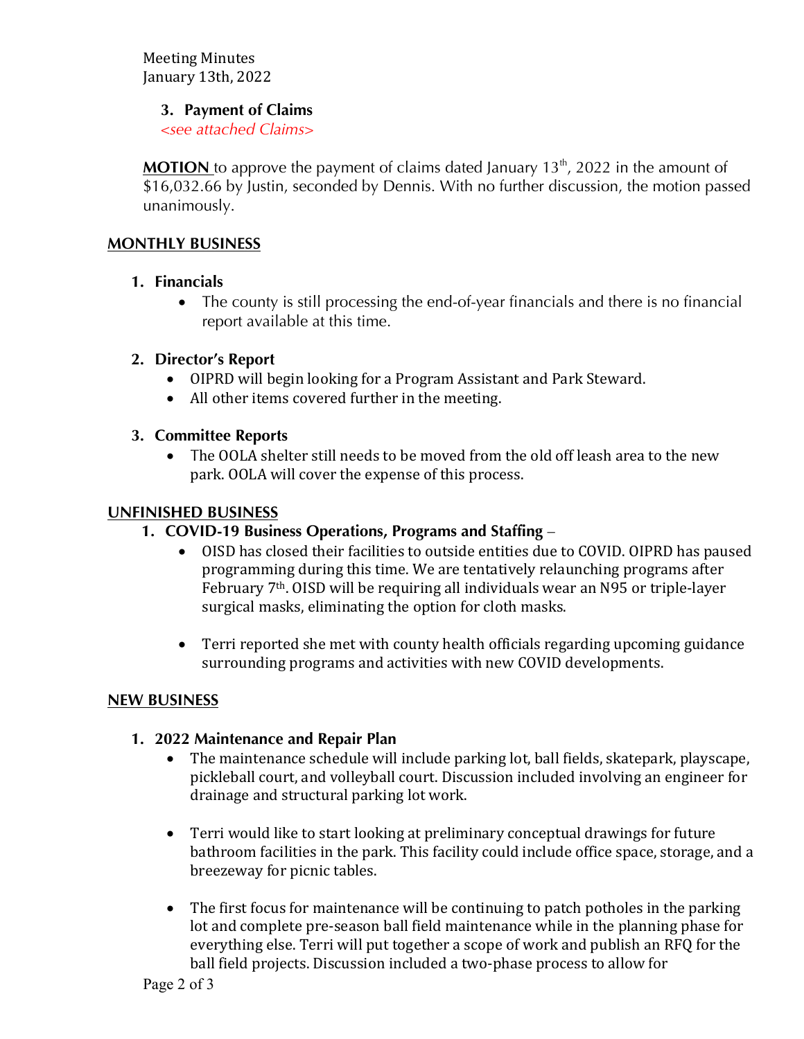Meeting Minutes
January 13th, 2022

### 3. Payment of Claims

*<see attached Claims>*

**MOTION** to approve the payment of claims dated January 13th, 2022 in the amount of $16,032.66 by Justin, seconded by Dennis. With no further discussion, the motion passed unanimously.

## MONTHLY BUSINESS

### 1. Financials

- The county is still processing the end-of-year financials and there is no financial report available at this time.

### 2. Director's Report

- OIPRD will begin looking for a Program Assistant and Park Steward.
- All other items covered further in the meeting.

### 3. Committee Reports

- The OOLA shelter still needs to be moved from the old off leash area to the new park. OOLA will cover the expense of this process.

## UNFINISHED BUSINESS

### 1. COVID-19 Business Operations, Programs and Staffing –

- OISD has closed their facilities to outside entities due to COVID. OIPRD has paused programming during this time. We are tentatively relaunching programs after February 7th. OISD will be requiring all individuals wear an N95 or triple-layer surgical masks, eliminating the option for cloth masks.

- Terri reported she met with county health officials regarding upcoming guidance surrounding programs and activities with new COVID developments.

## NEW BUSINESS

### 1. 2022 Maintenance and Repair Plan

- The maintenance schedule will include parking lot, ball fields, skatepark, playscape, pickleball court, and volleyball court. Discussion included involving an engineer for drainage and structural parking lot work.

- Terri would like to start looking at preliminary conceptual drawings for future bathroom facilities in the park. This facility could include office space, storage, and a breezeway for picnic tables.

- The first focus for maintenance will be continuing to patch potholes in the parking lot and complete pre-season ball field maintenance while in the planning phase for everything else. Terri will put together a scope of work and publish an RFQ for the ball field projects. Discussion included a two-phase process to allow for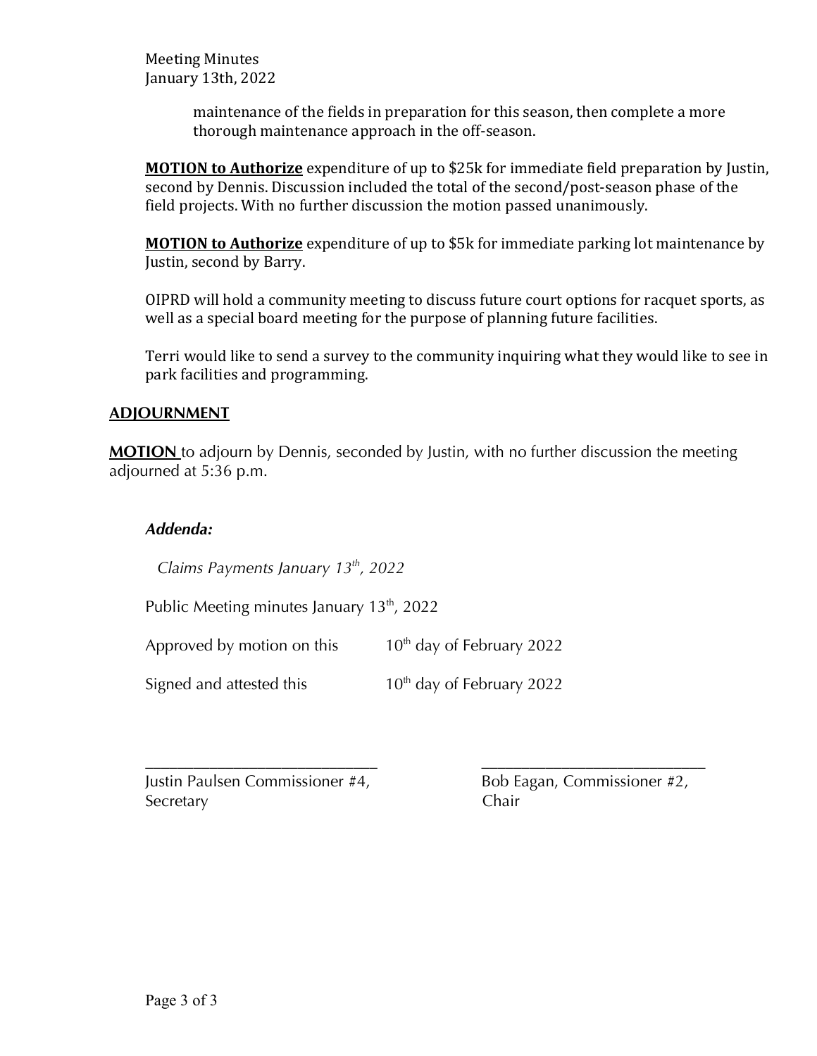maintenance of the fields in preparation for this season, then complete a more thorough maintenance approach in the off-season.

**MOTION to Authorize** expenditure of up to $25k for immediate field preparation by Justin, second by Dennis. Discussion included the total of the second/post-season phase of the field projects. With no further discussion the motion passed unanimously.

**MOTION to Authorize** expenditure of up to $5k for immediate parking lot maintenance by Justin, second by Barry.

OIPRD will hold a community meeting to discuss future court options for racquet sports, as well as a special board meeting for the purpose of planning future facilities.

Terri would like to send a survey to the community inquiring what they would like to see in park facilities and programming.

## ADJOURNMENT

**MOTION** to adjourn by Dennis, seconded by Justin, with no further discussion the meeting adjourned at 5:36 p.m.

***Addenda:***

*Claims Payments January 13th, 2022*

Public Meeting minutes January 13th, 2022

Approved by motion on this 10th day of February 2022

Signed and attested this 10th day of February 2022

______________________________
Justin Paulsen Commissioner #4, Secretary

______________________________
Bob Eagan, Commissioner #2, Chair